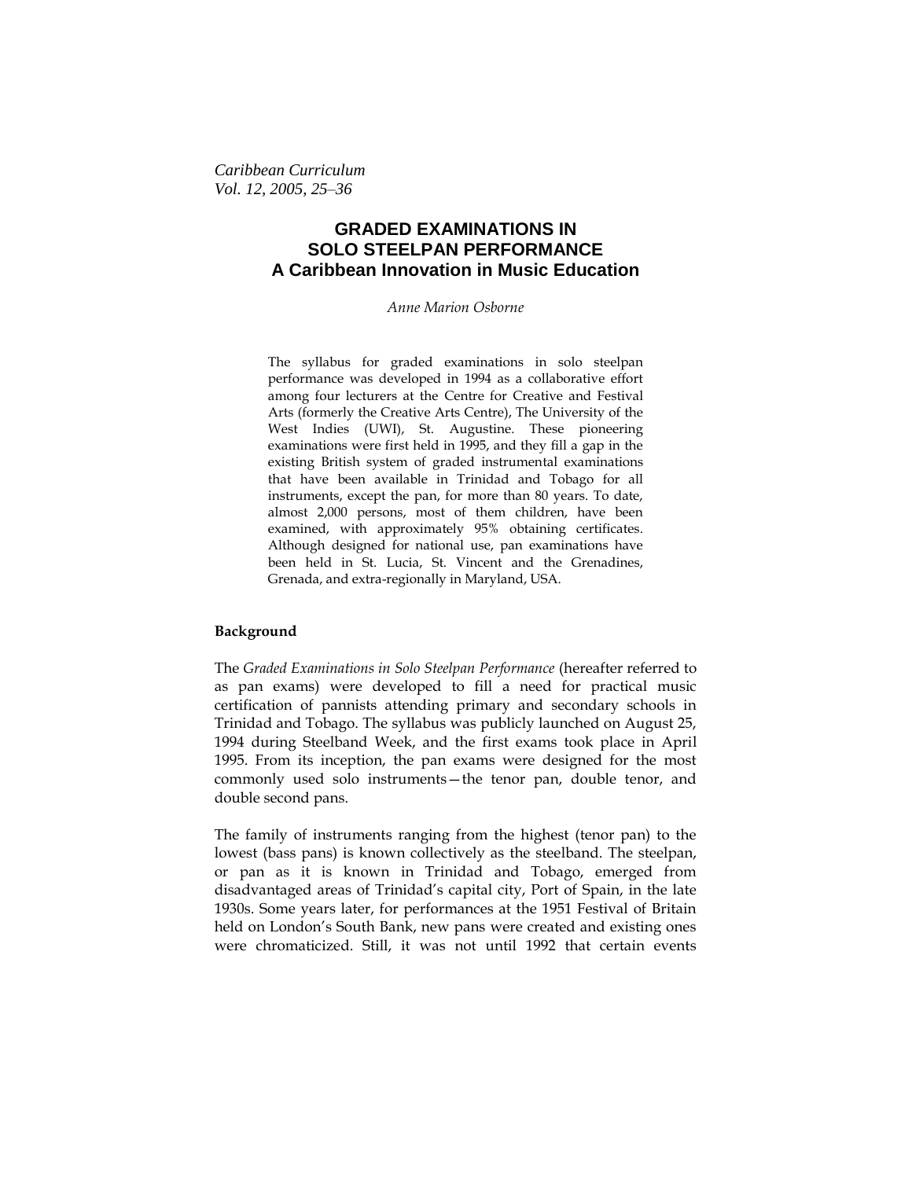# GRADED EXAMINATIONS IN SOLO STEELPAN PERFORMANCE
## A Caribbean Innovation in Music Education

*Anne Marion Osborne*

The syllabus for graded examinations in solo steelpan performance was developed in 1994 as a collaborative effort among four lecturers at the Centre for Creative and Festival Arts (formerly the Creative Arts Centre), The University of the West Indies (UWI), St. Augustine. These pioneering examinations were first held in 1995, and they fill a gap in the existing British system of graded instrumental examinations that have been available in Trinidad and Tobago for all instruments, except the pan, for more than 80 years. To date, almost 2,000 persons, most of them children, have been examined, with approximately 95% obtaining certificates. Although designed for national use, pan examinations have been held in St. Lucia, St. Vincent and the Grenadines, Grenada, and extra-regionally in Maryland, USA.

### Background

The *Graded Examinations in Solo Steelpan Performance* (hereafter referred to as pan exams) were developed to fill a need for practical music certification of pannists attending primary and secondary schools in Trinidad and Tobago. The syllabus was publicly launched on August 25, 1994 during Steelband Week, and the first exams took place in April 1995. From its inception, the pan exams were designed for the most commonly used solo instruments—the tenor pan, double tenor, and double second pans.

The family of instruments ranging from the highest (tenor pan) to the lowest (bass pans) is known collectively as the steelband. The steelpan, or pan as it is known in Trinidad and Tobago, emerged from disadvantaged areas of Trinidad's capital city, Port of Spain, in the late 1930s. Some years later, for performances at the 1951 Festival of Britain held on London's South Bank, new pans were created and existing ones were chromaticized. Still, it was not until 1992 that certain events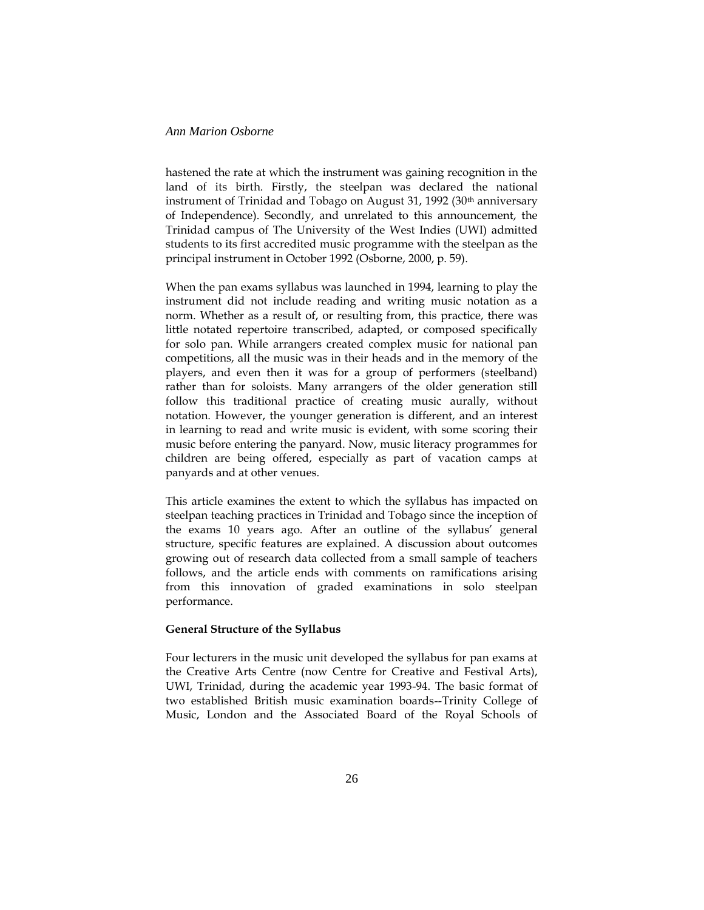hastened the rate at which the instrument was gaining recognition in the land of its birth. Firstly, the steelpan was declared the national instrument of Trinidad and Tobago on August 31, 1992 (30th anniversary of Independence). Secondly, and unrelated to this announcement, the Trinidad campus of The University of the West Indies (UWI) admitted students to its first accredited music programme with the steelpan as the principal instrument in October 1992 (Osborne, 2000, p. 59).

When the pan exams syllabus was launched in 1994, learning to play the instrument did not include reading and writing music notation as a norm. Whether as a result of, or resulting from, this practice, there was little notated repertoire transcribed, adapted, or composed specifically for solo pan. While arrangers created complex music for national pan competitions, all the music was in their heads and in the memory of the players, and even then it was for a group of performers (steelband) rather than for soloists. Many arrangers of the older generation still follow this traditional practice of creating music aurally, without notation. However, the younger generation is different, and an interest in learning to read and write music is evident, with some scoring their music before entering the panyard. Now, music literacy programmes for children are being offered, especially as part of vacation camps at panyards and at other venues.

This article examines the extent to which the syllabus has impacted on steelpan teaching practices in Trinidad and Tobago since the inception of the exams 10 years ago. After an outline of the syllabus' general structure, specific features are explained. A discussion about outcomes growing out of research data collected from a small sample of teachers follows, and the article ends with comments on ramifications arising from this innovation of graded examinations in solo steelpan performance.

**General Structure of the Syllabus**

Four lecturers in the music unit developed the syllabus for pan exams at the Creative Arts Centre (now Centre for Creative and Festival Arts), UWI, Trinidad, during the academic year 1993-94. The basic format of two established British music examination boards--Trinity College of Music, London and the Associated Board of the Royal Schools of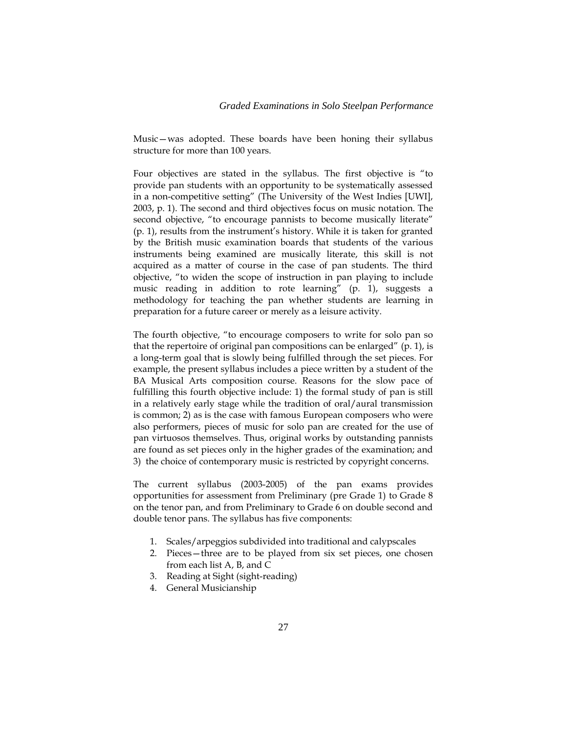Music—was adopted. These boards have been honing their syllabus structure for more than 100 years.

Four objectives are stated in the syllabus. The first objective is "to provide pan students with an opportunity to be systematically assessed in a non-competitive setting" (The University of the West Indies [UWI], 2003, p. 1). The second and third objectives focus on music notation. The second objective, "to encourage pannists to become musically literate" (p. 1), results from the instrument's history. While it is taken for granted by the British music examination boards that students of the various instruments being examined are musically literate, this skill is not acquired as a matter of course in the case of pan students. The third objective, "to widen the scope of instruction in pan playing to include music reading in addition to rote learning" (p. 1), suggests a methodology for teaching the pan whether students are learning in preparation for a future career or merely as a leisure activity.

The fourth objective, "to encourage composers to write for solo pan so that the repertoire of original pan compositions can be enlarged" (p. 1), is a long-term goal that is slowly being fulfilled through the set pieces. For example, the present syllabus includes a piece written by a student of the BA Musical Arts composition course. Reasons for the slow pace of fulfilling this fourth objective include: 1) the formal study of pan is still in a relatively early stage while the tradition of oral/aural transmission is common; 2) as is the case with famous European composers who were also performers, pieces of music for solo pan are created for the use of pan virtuosos themselves. Thus, original works by outstanding pannists are found as set pieces only in the higher grades of the examination; and 3) the choice of contemporary music is restricted by copyright concerns.

The current syllabus (2003-2005) of the pan exams provides opportunities for assessment from Preliminary (pre Grade 1) to Grade 8 on the tenor pan, and from Preliminary to Grade 6 on double second and double tenor pans. The syllabus has five components:

1. Scales/arpeggios subdivided into traditional and calypscales
2. Pieces—three are to be played from six set pieces, one chosen from each list A, B, and C
3. Reading at Sight (sight-reading)
4. General Musicianship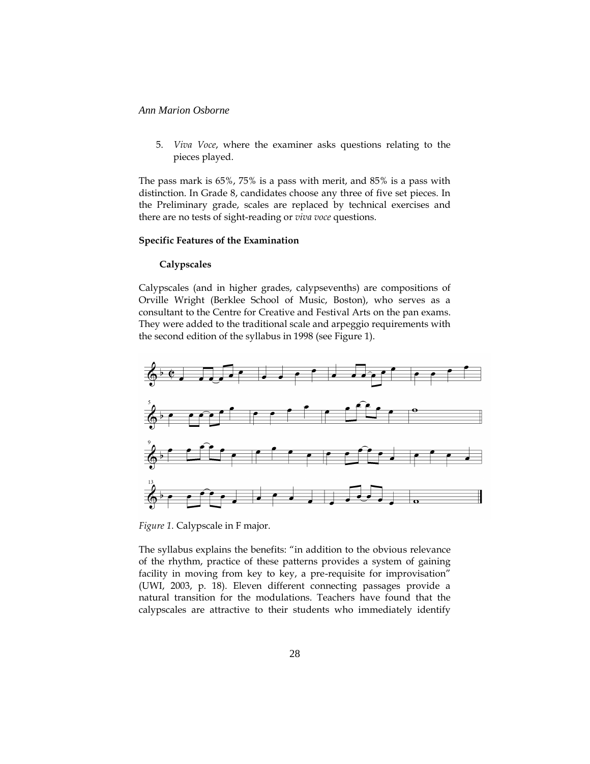5. *Viva Voce*, where the examiner asks questions relating to the pieces played.

The pass mark is 65%, 75% is a pass with merit, and 85% is a pass with distinction. In Grade 8, candidates choose any three of five set pieces. In the Preliminary grade, scales are replaced by technical exercises and there are no tests of sight-reading or *viva voce* questions.

### Specific Features of the Examination

#### Calypscales

Calypscales (and in higher grades, calypsevenths) are compositions of Orville Wright (Berklee School of Music, Boston), who serves as a consultant to the Centre for Creative and Festival Arts on the pan exams. They were added to the traditional scale and arpeggio requirements with the second edition of the syllabus in 1998 (see Figure 1).

*Figure 1.* Calypscale in F major.

The syllabus explains the benefits: "in addition to the obvious relevance of the rhythm, practice of these patterns provides a system of gaining facility in moving from key to key, a pre-requisite for improvisation" (UWI, 2003, p. 18). Eleven different connecting passages provide a natural transition for the modulations. Teachers have found that the calypscales are attractive to their students who immediately identify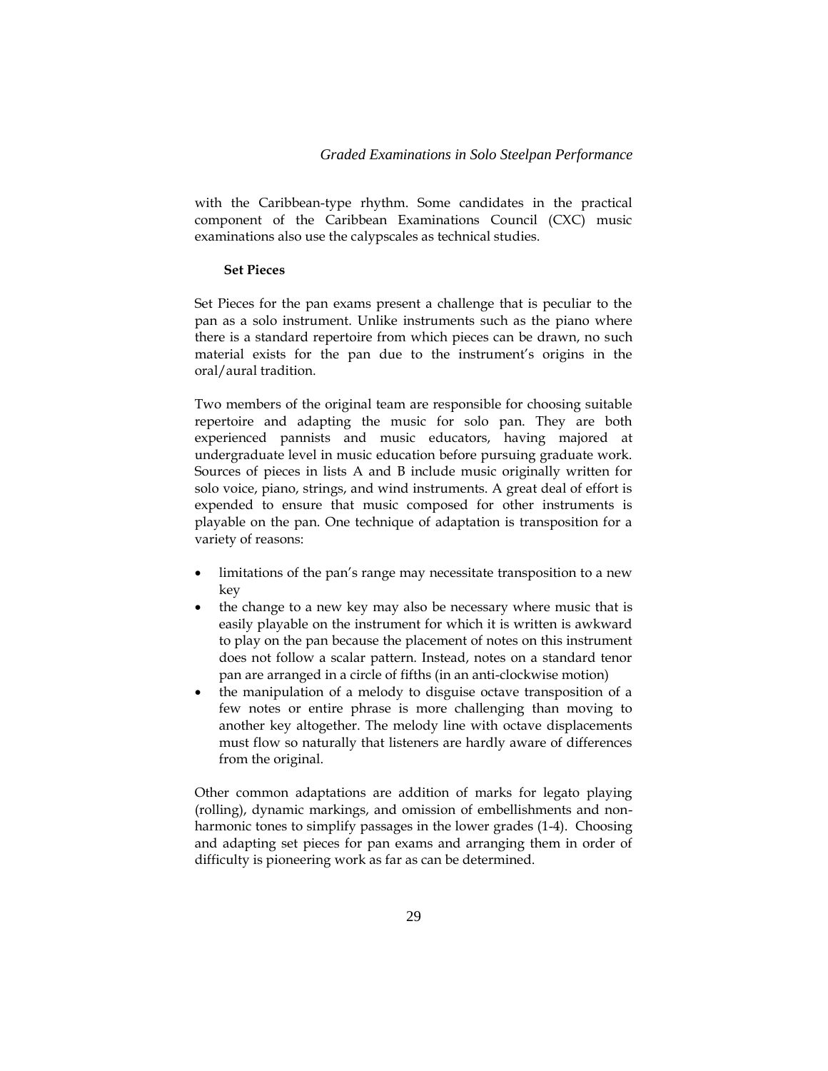with the Caribbean-type rhythm. Some candidates in the practical component of the Caribbean Examinations Council (CXC) music examinations also use the calypscales as technical studies.

### Set Pieces

Set Pieces for the pan exams present a challenge that is peculiar to the pan as a solo instrument. Unlike instruments such as the piano where there is a standard repertoire from which pieces can be drawn, no such material exists for the pan due to the instrument's origins in the oral/aural tradition.

Two members of the original team are responsible for choosing suitable repertoire and adapting the music for solo pan. They are both experienced pannists and music educators, having majored at undergraduate level in music education before pursuing graduate work. Sources of pieces in lists A and B include music originally written for solo voice, piano, strings, and wind instruments. A great deal of effort is expended to ensure that music composed for other instruments is playable on the pan. One technique of adaptation is transposition for a variety of reasons:

- limitations of the pan's range may necessitate transposition to a new key
- the change to a new key may also be necessary where music that is easily playable on the instrument for which it is written is awkward to play on the pan because the placement of notes on this instrument does not follow a scalar pattern. Instead, notes on a standard tenor pan are arranged in a circle of fifths (in an anti-clockwise motion)
- the manipulation of a melody to disguise octave transposition of a few notes or entire phrase is more challenging than moving to another key altogether. The melody line with octave displacements must flow so naturally that listeners are hardly aware of differences from the original.

Other common adaptations are addition of marks for legato playing (rolling), dynamic markings, and omission of embellishments and non-harmonic tones to simplify passages in the lower grades (1-4). Choosing and adapting set pieces for pan exams and arranging them in order of difficulty is pioneering work as far as can be determined.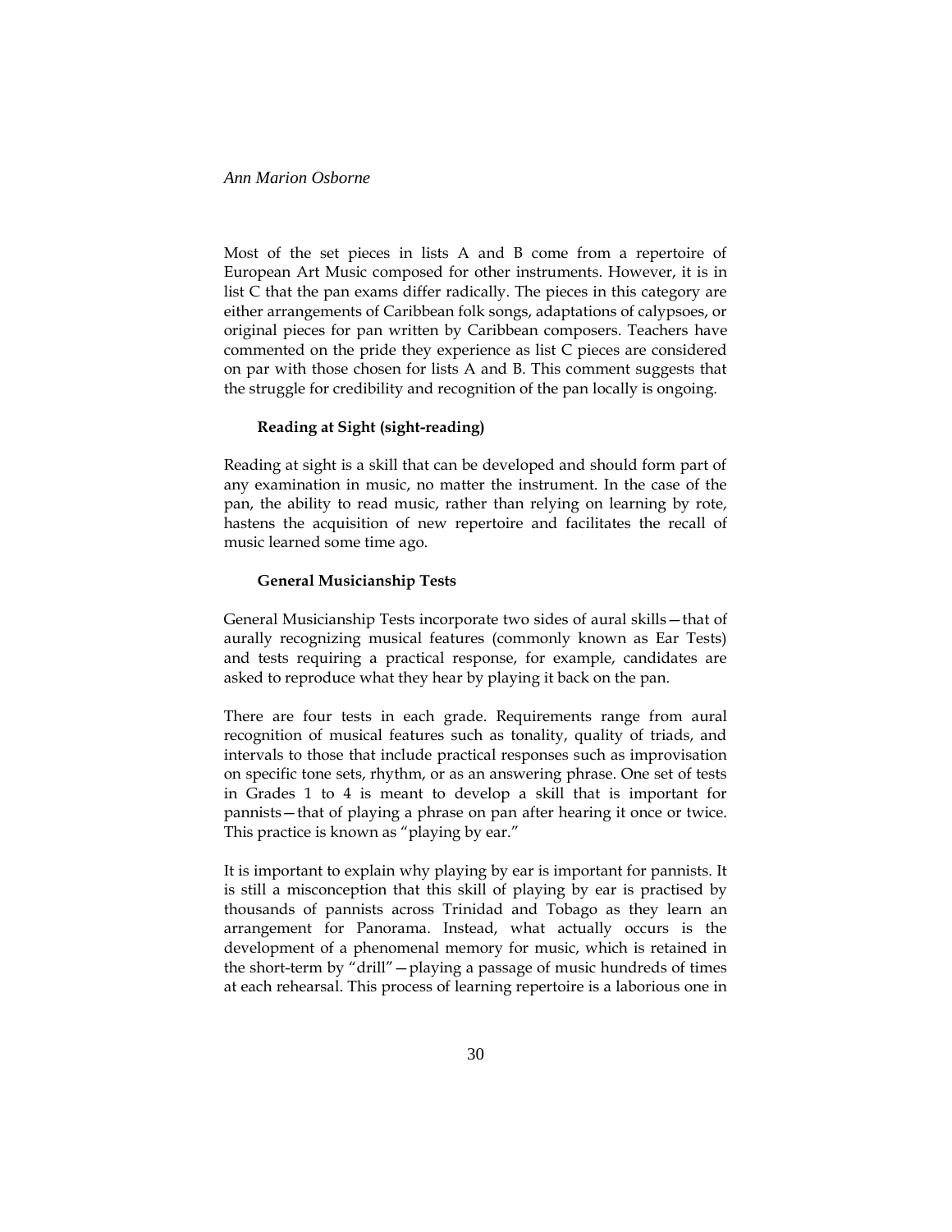Most of the set pieces in lists A and B come from a repertoire of European Art Music composed for other instruments. However, it is in list C that the pan exams differ radically. The pieces in this category are either arrangements of Caribbean folk songs, adaptations of calypsoes, or original pieces for pan written by Caribbean composers. Teachers have commented on the pride they experience as list C pieces are considered on par with those chosen for lists A and B. This comment suggests that the struggle for credibility and recognition of the pan locally is ongoing.

### Reading at Sight (sight-reading)

Reading at sight is a skill that can be developed and should form part of any examination in music, no matter the instrument. In the case of the pan, the ability to read music, rather than relying on learning by rote, hastens the acquisition of new repertoire and facilitates the recall of music learned some time ago.

### General Musicianship Tests

General Musicianship Tests incorporate two sides of aural skills—that of aurally recognizing musical features (commonly known as Ear Tests) and tests requiring a practical response, for example, candidates are asked to reproduce what they hear by playing it back on the pan.

There are four tests in each grade. Requirements range from aural recognition of musical features such as tonality, quality of triads, and intervals to those that include practical responses such as improvisation on specific tone sets, rhythm, or as an answering phrase. One set of tests in Grades 1 to 4 is meant to develop a skill that is important for pannists—that of playing a phrase on pan after hearing it once or twice. This practice is known as "playing by ear."

It is important to explain why playing by ear is important for pannists. It is still a misconception that this skill of playing by ear is practised by thousands of pannists across Trinidad and Tobago as they learn an arrangement for Panorama. Instead, what actually occurs is the development of a phenomenal memory for music, which is retained in the short-term by "drill"—playing a passage of music hundreds of times at each rehearsal. This process of learning repertoire is a laborious one in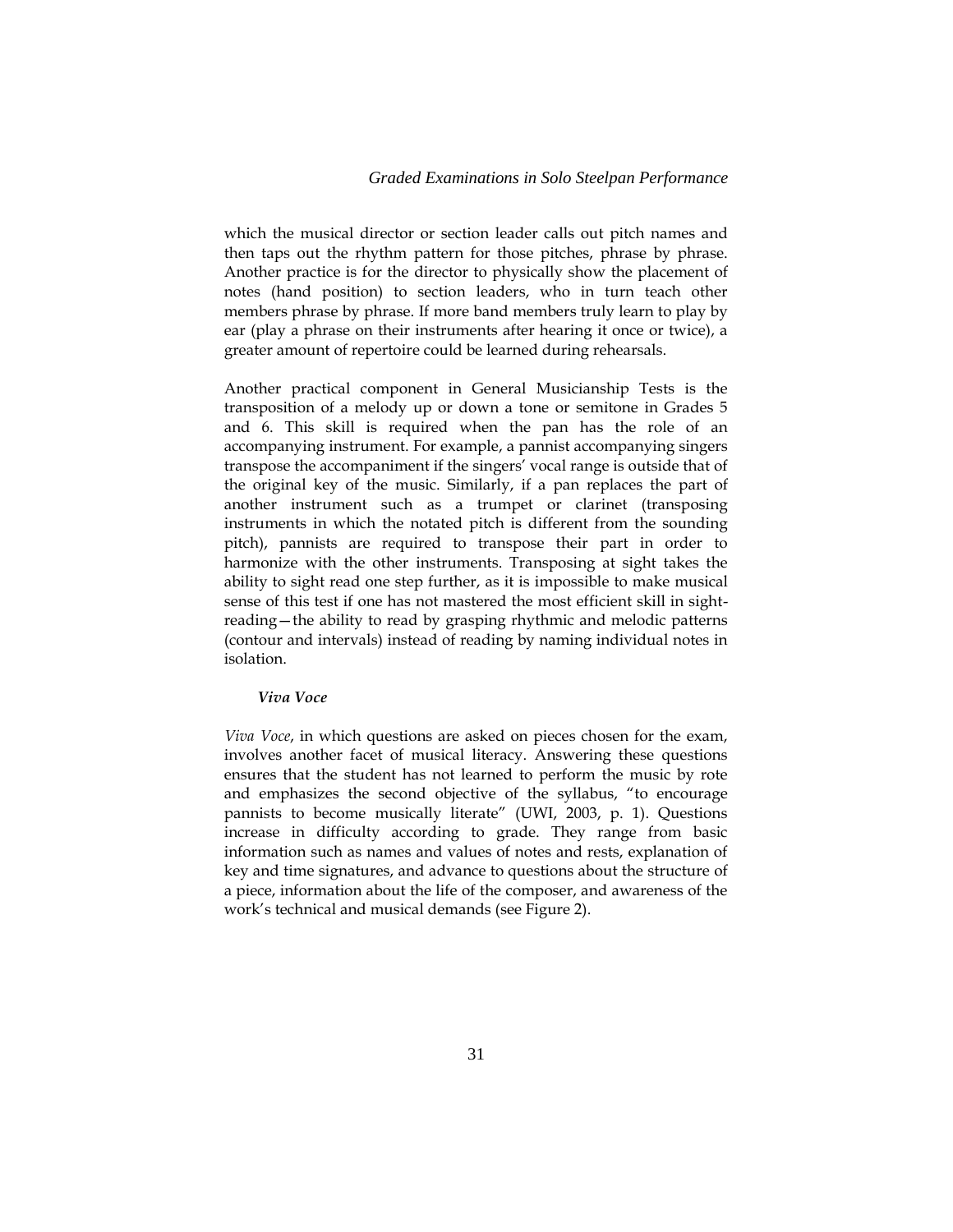which the musical director or section leader calls out pitch names and then taps out the rhythm pattern for those pitches, phrase by phrase. Another practice is for the director to physically show the placement of notes (hand position) to section leaders, who in turn teach other members phrase by phrase. If more band members truly learn to play by ear (play a phrase on their instruments after hearing it once or twice), a greater amount of repertoire could be learned during rehearsals.

Another practical component in General Musicianship Tests is the transposition of a melody up or down a tone or semitone in Grades 5 and 6. This skill is required when the pan has the role of an accompanying instrument. For example, a pannist accompanying singers transpose the accompaniment if the singers' vocal range is outside that of the original key of the music. Similarly, if a pan replaces the part of another instrument such as a trumpet or clarinet (transposing instruments in which the notated pitch is different from the sounding pitch), pannists are required to transpose their part in order to harmonize with the other instruments. Transposing at sight takes the ability to sight read one step further, as it is impossible to make musical sense of this test if one has not mastered the most efficient skill in sight-reading—the ability to read by grasping rhythmic and melodic patterns (contour and intervals) instead of reading by naming individual notes in isolation.

### *Viva Voce*

*Viva Voce*, in which questions are asked on pieces chosen for the exam, involves another facet of musical literacy. Answering these questions ensures that the student has not learned to perform the music by rote and emphasizes the second objective of the syllabus, "to encourage pannists to become musically literate" (UWI, 2003, p. 1). Questions increase in difficulty according to grade. They range from basic information such as names and values of notes and rests, explanation of key and time signatures, and advance to questions about the structure of a piece, information about the life of the composer, and awareness of the work's technical and musical demands (see Figure 2).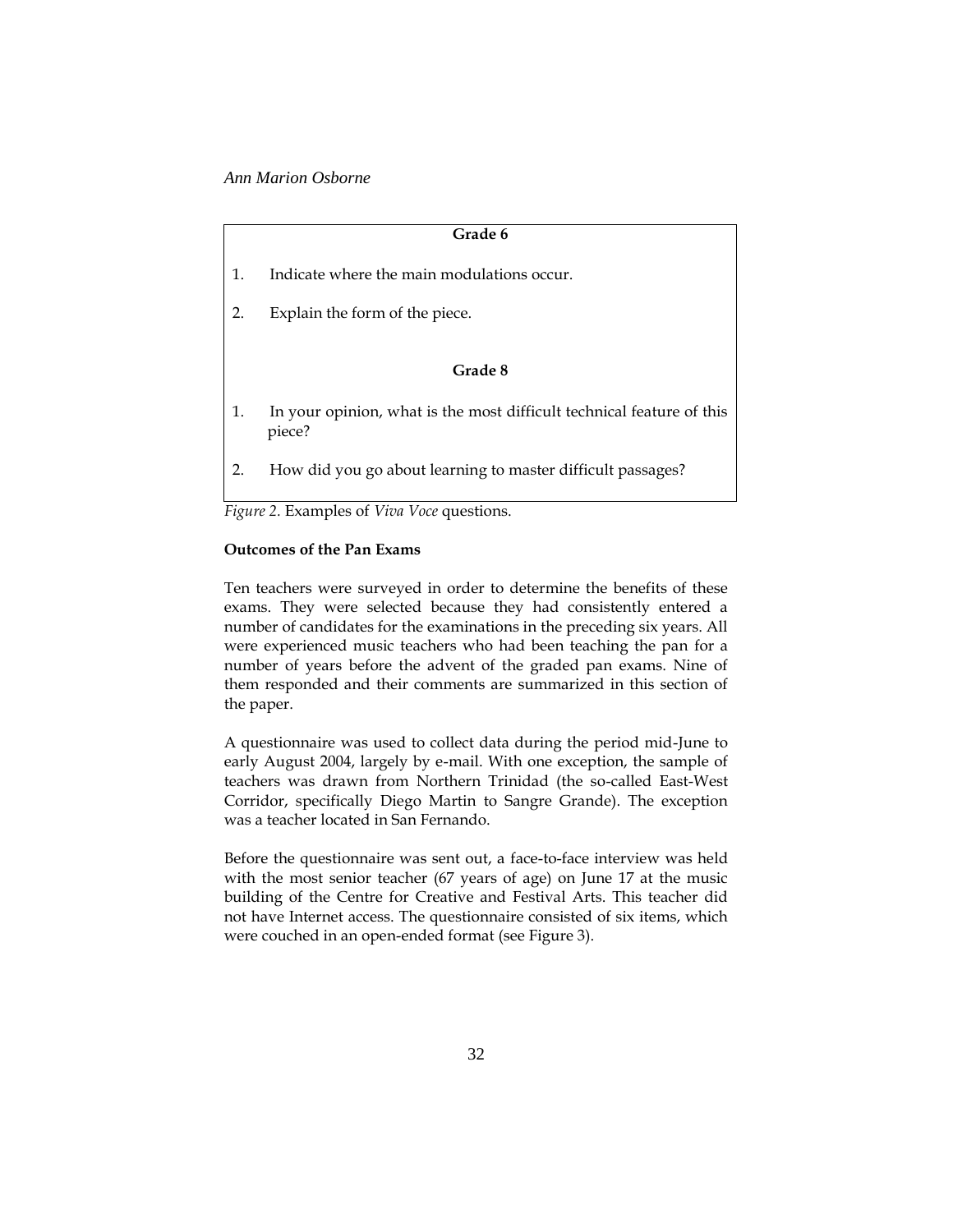**Grade 6**

1. Indicate where the main modulations occur.
2. Explain the form of the piece.

**Grade 8**

1. In your opinion, what is the most difficult technical feature of this piece?
2. How did you go about learning to master difficult passages?

*Figure 2*. Examples of *Viva Voce* questions.

**Outcomes of the Pan Exams**

Ten teachers were surveyed in order to determine the benefits of these exams. They were selected because they had consistently entered a number of candidates for the examinations in the preceding six years. All were experienced music teachers who had been teaching the pan for a number of years before the advent of the graded pan exams. Nine of them responded and their comments are summarized in this section of the paper.

A questionnaire was used to collect data during the period mid-June to early August 2004, largely by e-mail. With one exception, the sample of teachers was drawn from Northern Trinidad (the so-called East-West Corridor, specifically Diego Martin to Sangre Grande). The exception was a teacher located in San Fernando.

Before the questionnaire was sent out, a face-to-face interview was held with the most senior teacher (67 years of age) on June 17 at the music building of the Centre for Creative and Festival Arts. This teacher did not have Internet access. The questionnaire consisted of six items, which were couched in an open-ended format (see Figure 3).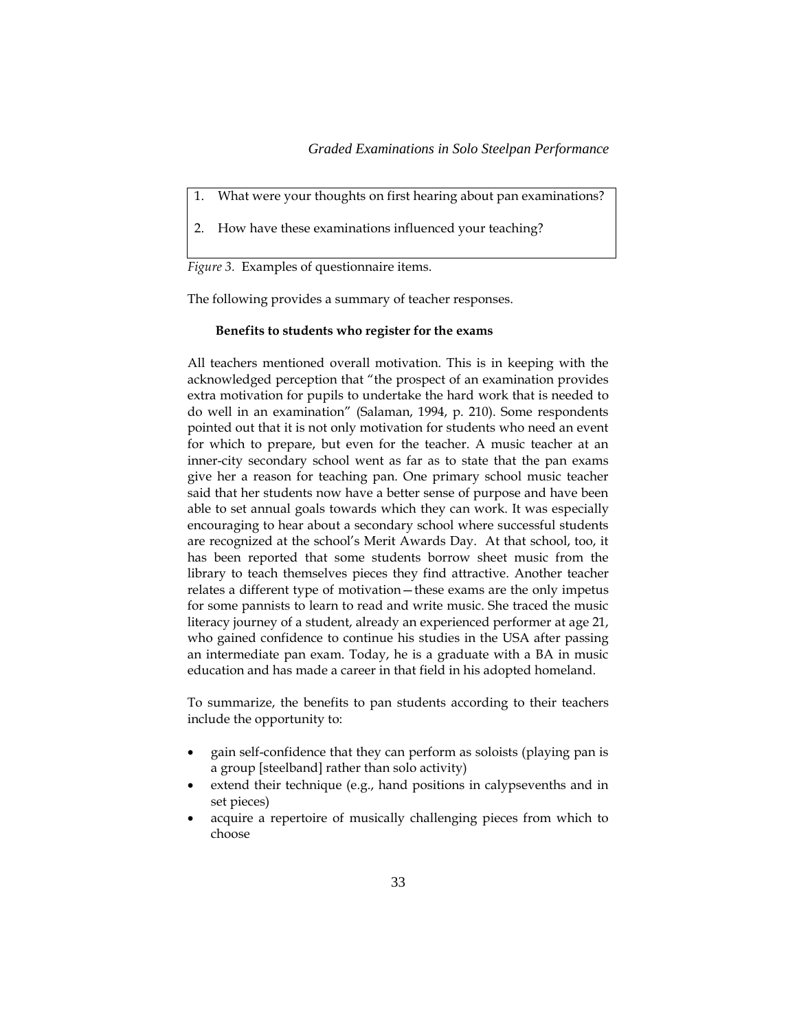1. What were your thoughts on first hearing about pan examinations?
2. How have these examinations influenced your teaching?

*Figure 3.* Examples of questionnaire items.

The following provides a summary of teacher responses.

**Benefits to students who register for the exams**

All teachers mentioned overall motivation. This is in keeping with the acknowledged perception that "the prospect of an examination provides extra motivation for pupils to undertake the hard work that is needed to do well in an examination" (Salaman, 1994, p. 210). Some respondents pointed out that it is not only motivation for students who need an event for which to prepare, but even for the teacher. A music teacher at an inner-city secondary school went as far as to state that the pan exams give her a reason for teaching pan. One primary school music teacher said that her students now have a better sense of purpose and have been able to set annual goals towards which they can work. It was especially encouraging to hear about a secondary school where successful students are recognized at the school's Merit Awards Day. At that school, too, it has been reported that some students borrow sheet music from the library to teach themselves pieces they find attractive. Another teacher relates a different type of motivation—these exams are the only impetus for some pannists to learn to read and write music. She traced the music literacy journey of a student, already an experienced performer at age 21, who gained confidence to continue his studies in the USA after passing an intermediate pan exam. Today, he is a graduate with a BA in music education and has made a career in that field in his adopted homeland.

To summarize, the benefits to pan students according to their teachers include the opportunity to:

- gain self-confidence that they can perform as soloists (playing pan is a group [steelband] rather than solo activity)
- extend their technique (e.g., hand positions in calypsevenths and in set pieces)
- acquire a repertoire of musically challenging pieces from which to choose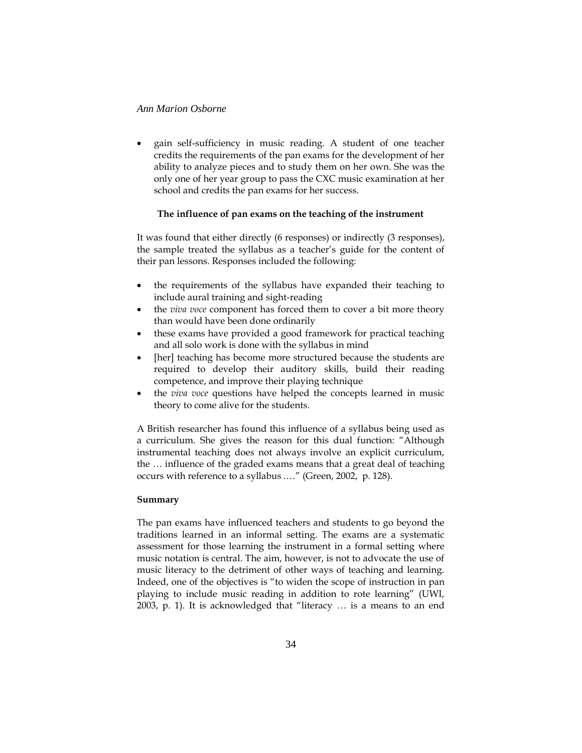- gain self-sufficiency in music reading. A student of one teacher credits the requirements of the pan exams for the development of her ability to analyze pieces and to study them on her own. She was the only one of her year group to pass the CXC music examination at her school and credits the pan exams for her success.

### The influence of pan exams on the teaching of the instrument

It was found that either directly (6 responses) or indirectly (3 responses), the sample treated the syllabus as a teacher's guide for the content of their pan lessons. Responses included the following:

- the requirements of the syllabus have expanded their teaching to include aural training and sight-reading
- the *viva voce* component has forced them to cover a bit more theory than would have been done ordinarily
- these exams have provided a good framework for practical teaching and all solo work is done with the syllabus in mind
- [her] teaching has become more structured because the students are required to develop their auditory skills, build their reading competence, and improve their playing technique
- the *viva voce* questions have helped the concepts learned in music theory to come alive for the students.

A British researcher has found this influence of a syllabus being used as a curriculum. She gives the reason for this dual function: "Although instrumental teaching does not always involve an explicit curriculum, the … influence of the graded exams means that a great deal of teaching occurs with reference to a syllabus …." (Green, 2002, p. 128).

### Summary

The pan exams have influenced teachers and students to go beyond the traditions learned in an informal setting. The exams are a systematic assessment for those learning the instrument in a formal setting where music notation is central. The aim, however, is not to advocate the use of music literacy to the detriment of other ways of teaching and learning. Indeed, one of the objectives is "to widen the scope of instruction in pan playing to include music reading in addition to rote learning" (UWI, 2003, p. 1). It is acknowledged that "literacy … is a means to an end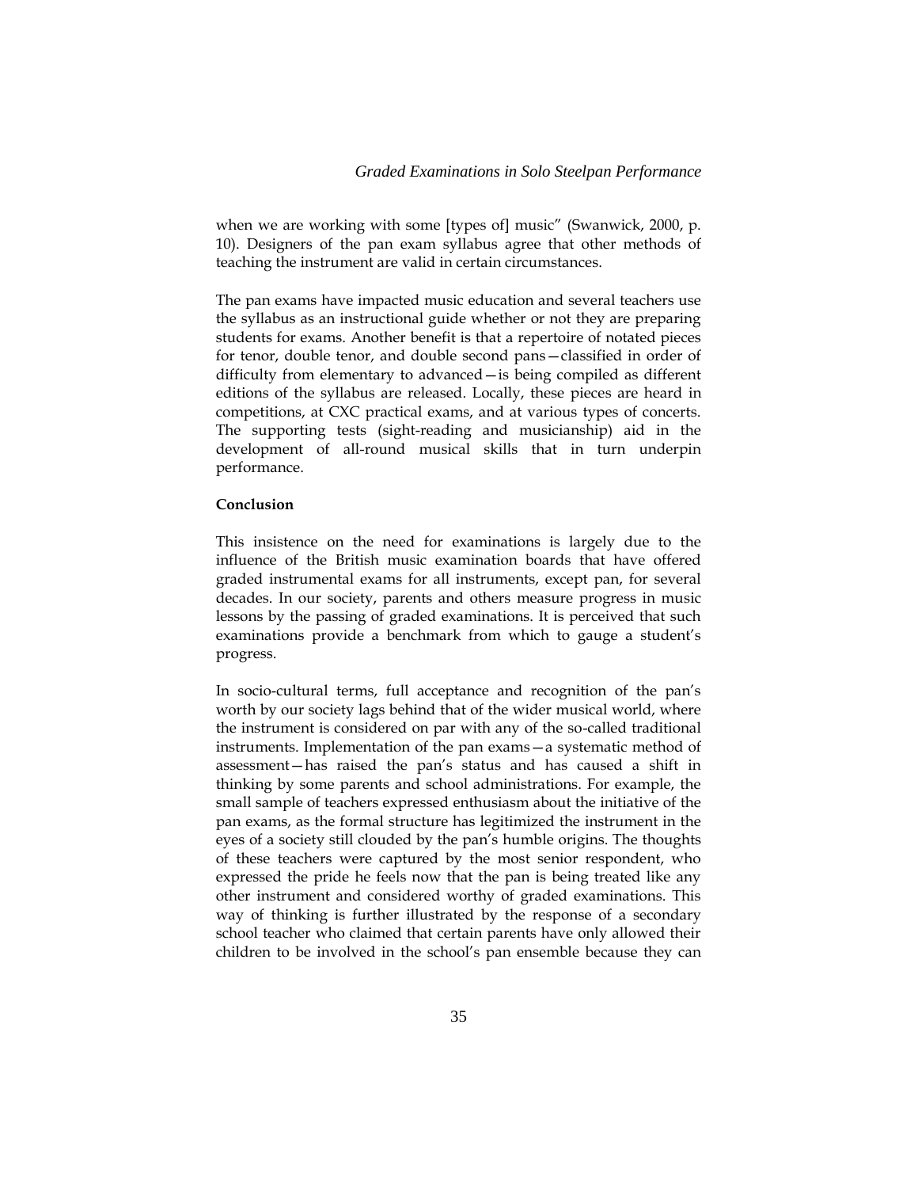when we are working with some [types of] music" (Swanwick, 2000, p. 10). Designers of the pan exam syllabus agree that other methods of teaching the instrument are valid in certain circumstances.

The pan exams have impacted music education and several teachers use the syllabus as an instructional guide whether or not they are preparing students for exams. Another benefit is that a repertoire of notated pieces for tenor, double tenor, and double second pans—classified in order of difficulty from elementary to advanced—is being compiled as different editions of the syllabus are released. Locally, these pieces are heard in competitions, at CXC practical exams, and at various types of concerts. The supporting tests (sight-reading and musicianship) aid in the development of all-round musical skills that in turn underpin performance.

**Conclusion**

This insistence on the need for examinations is largely due to the influence of the British music examination boards that have offered graded instrumental exams for all instruments, except pan, for several decades. In our society, parents and others measure progress in music lessons by the passing of graded examinations. It is perceived that such examinations provide a benchmark from which to gauge a student's progress.

In socio-cultural terms, full acceptance and recognition of the pan's worth by our society lags behind that of the wider musical world, where the instrument is considered on par with any of the so-called traditional instruments. Implementation of the pan exams—a systematic method of assessment—has raised the pan's status and has caused a shift in thinking by some parents and school administrations. For example, the small sample of teachers expressed enthusiasm about the initiative of the pan exams, as the formal structure has legitimized the instrument in the eyes of a society still clouded by the pan's humble origins. The thoughts of these teachers were captured by the most senior respondent, who expressed the pride he feels now that the pan is being treated like any other instrument and considered worthy of graded examinations. This way of thinking is further illustrated by the response of a secondary school teacher who claimed that certain parents have only allowed their children to be involved in the school's pan ensemble because they can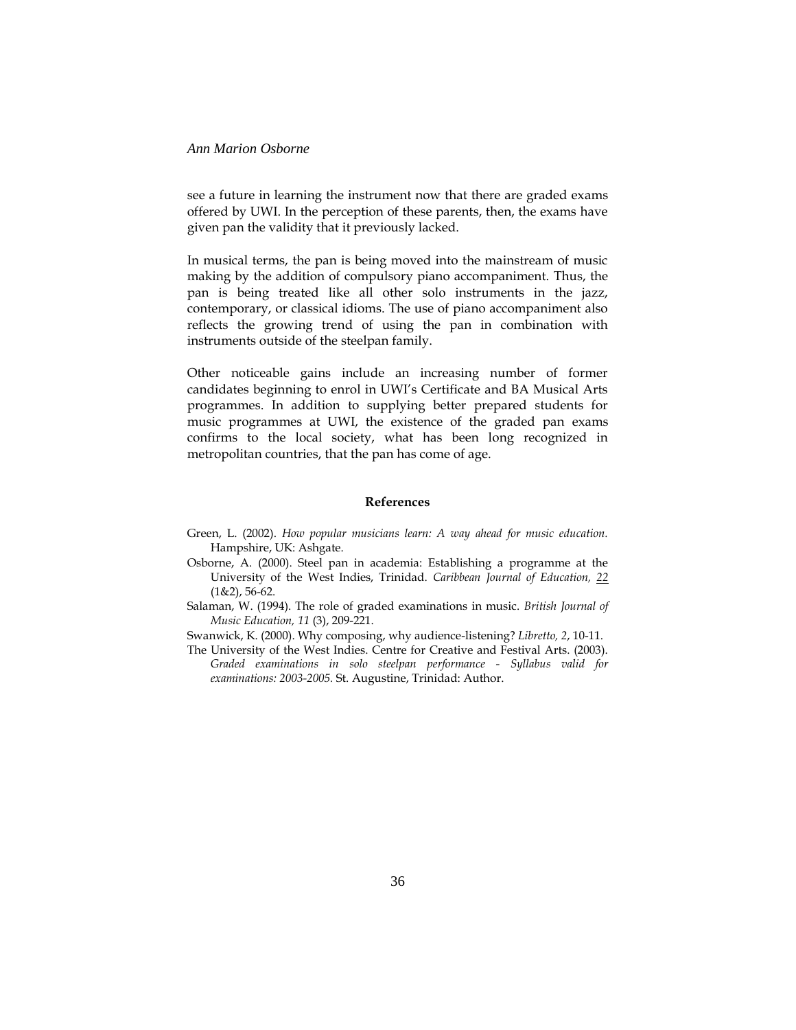see a future in learning the instrument now that there are graded exams offered by UWI. In the perception of these parents, then, the exams have given pan the validity that it previously lacked.

In musical terms, the pan is being moved into the mainstream of music making by the addition of compulsory piano accompaniment. Thus, the pan is being treated like all other solo instruments in the jazz, contemporary, or classical idioms. The use of piano accompaniment also reflects the growing trend of using the pan in combination with instruments outside of the steelpan family.

Other noticeable gains include an increasing number of former candidates beginning to enrol in UWI's Certificate and BA Musical Arts programmes. In addition to supplying better prepared students for music programmes at UWI, the existence of the graded pan exams confirms to the local society, what has been long recognized in metropolitan countries, that the pan has come of age.

## References

Green, L. (2002). *How popular musicians learn: A way ahead for music education.* Hampshire, UK: Ashgate.

Osborne, A. (2000). Steel pan in academia: Establishing a programme at the University of the West Indies, Trinidad. *Caribbean Journal of Education, 22* (1&2), 56-62.

Salaman, W. (1994). The role of graded examinations in music. *British Journal of Music Education, 11* (3), 209-221.

Swanwick, K. (2000). Why composing, why audience-listening? *Libretto, 2*, 10-11.

The University of the West Indies. Centre for Creative and Festival Arts. (2003). *Graded examinations in solo steelpan performance - Syllabus valid for examinations: 2003-2005.* St. Augustine, Trinidad: Author.